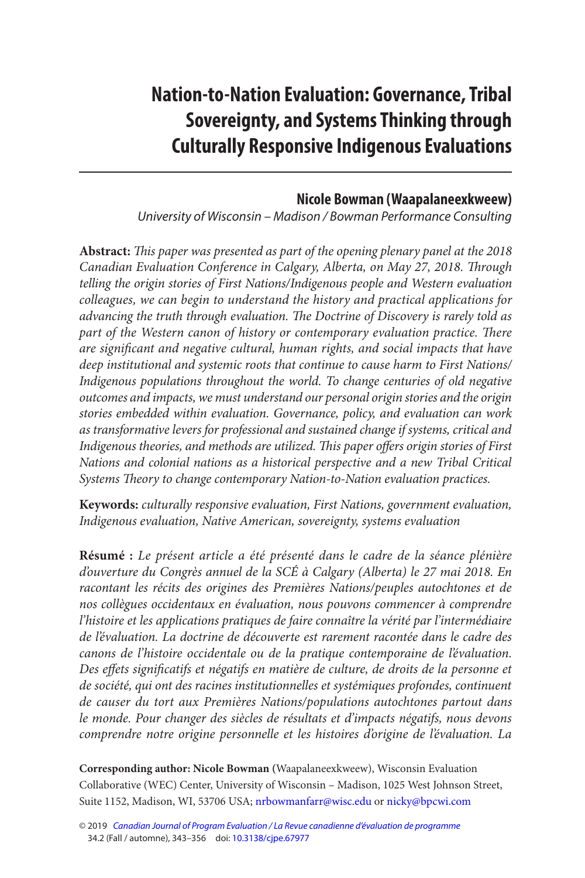# Nation-to-Nation Evaluation: Governance, Tribal Sovereignty, and Systems Thinking through Culturally Responsive Indigenous Evaluations

**Nicole Bowman (Waapalaneexkweew)**

*University of Wisconsin – Madison / Bowman Performance Consulting*

**Abstract:** *This paper was presented as part of the opening plenary panel at the 2018 Canadian Evaluation Conference in Calgary, Alberta, on May 27, 2018. Through telling the origin stories of First Nations/Indigenous people and Western evaluation colleagues, we can begin to understand the history and practical applications for advancing the truth through evaluation. The Doctrine of Discovery is rarely told as part of the Western canon of history or contemporary evaluation practice. There are significant and negative cultural, human rights, and social impacts that have deep institutional and systemic roots that continue to cause harm to First Nations/Indigenous populations throughout the world. To change centuries of old negative outcomes and impacts, we must understand our personal origin stories and the origin stories embedded within evaluation. Governance, policy, and evaluation can work as transformative levers for professional and sustained change if systems, critical and Indigenous theories, and methods are utilized. This paper offers origin stories of First Nations and colonial nations as a historical perspective and a new Tribal Critical Systems Theory to change contemporary Nation-to-Nation evaluation practices.*

**Keywords:** *culturally responsive evaluation, First Nations, government evaluation, Indigenous evaluation, Native American, sovereignty, systems evaluation*

**Résumé :** *Le présent article a été présenté dans le cadre de la séance plénière d'ouverture du Congrès annuel de la SCÉ à Calgary (Alberta) le 27 mai 2018. En racontant les récits des origines des Premières Nations/peuples autochtones et de nos collègues occidentaux en évaluation, nous pouvons commencer à comprendre l'histoire et les applications pratiques de faire connaître la vérité par l'intermédiaire de l'évaluation. La doctrine de découverte est rarement racontée dans le cadre des canons de l'histoire occidentale ou de la pratique contemporaine de l'évaluation. Des effets significatifs et négatifs en matière de culture, de droits de la personne et de société, qui ont des racines institutionnelles et systémiques profondes, continuent de causer du tort aux Premières Nations/populations autochtones partout dans le monde. Pour changer des siècles de résultats et d'impacts négatifs, nous devons comprendre notre origine personnelle et les histoires d'origine de l'évaluation. La*

**Corresponding author: Nicole Bowman (**Waapalaneexkweew), Wisconsin Evaluation Collaborative (WEC) Center, University of Wisconsin – Madison, 1025 West Johnson Street, Suite 1152, Madison, WI, 53706 USA; nrbowmanfarr@wisc.edu or nicky@bpcwi.com

© 2019 *Canadian Journal of Program Evaluation / La Revue canadienne d'évaluation de programme* 34.2 (Fall / automne), 343–356 doi: 10.3138/cjpe.67977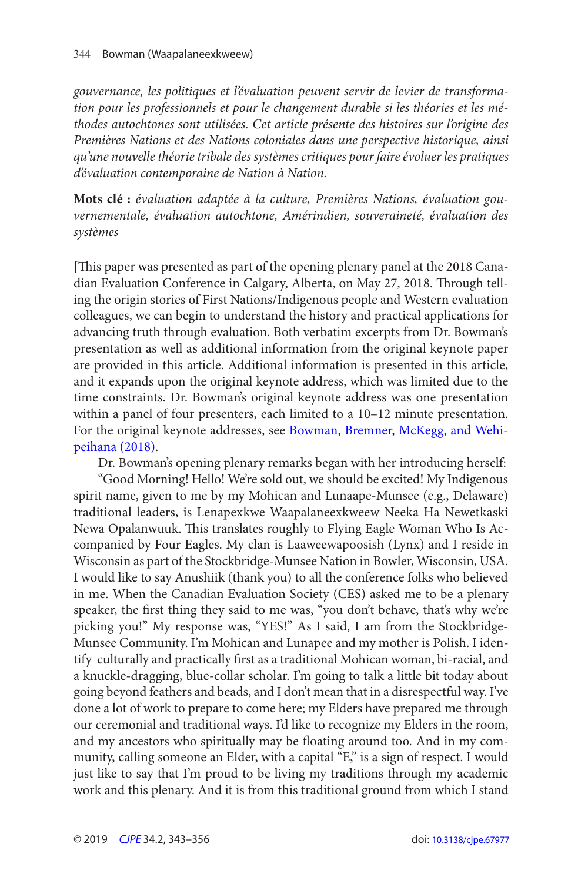*gouvernance, les politiques et l'évaluation peuvent servir de levier de transformation pour les professionnels et pour le changement durable si les théories et les méthodes autochtones sont utilisées. Cet article présente des histoires sur l'origine des Premières Nations et des Nations coloniales dans une perspective historique, ainsi qu'une nouvelle théorie tribale des systèmes critiques pour faire évoluer les pratiques d'évaluation contemporaine de Nation à Nation.*

**Mots clé :** *évaluation adaptée à la culture, Premières Nations, évaluation gouvernementale, évaluation autochtone, Amérindien, souveraineté, évaluation des systèmes*

[This paper was presented as part of the opening plenary panel at the 2018 Canadian Evaluation Conference in Calgary, Alberta, on May 27, 2018. Through telling the origin stories of First Nations/Indigenous people and Western evaluation colleagues, we can begin to understand the history and practical applications for advancing truth through evaluation. Both verbatim excerpts from Dr. Bowman's presentation as well as additional information from the original keynote paper are provided in this article. Additional information is presented in this article, and it expands upon the original keynote address, which was limited due to the time constraints. Dr. Bowman's original keynote address was one presentation within a panel of four presenters, each limited to a 10–12 minute presentation. For the original keynote addresses, see Bowman, Bremner, McKegg, and Wehipeihana (2018).

Dr. Bowman's opening plenary remarks began with her introducing herself:

"Good Morning! Hello! We're sold out, we should be excited! My Indigenous spirit name, given to me by my Mohican and Lunaape-Munsee (e.g., Delaware) traditional leaders, is Lenapexkwe Waapalaneexkweew Neeka Ha Newetkaski Newa Opalanwuuk. This translates roughly to Flying Eagle Woman Who Is Accompanied by Four Eagles. My clan is Laaweewapoosish (Lynx) and I reside in Wisconsin as part of the Stockbridge-Munsee Nation in Bowler, Wisconsin, USA. I would like to say Anushiik (thank you) to all the conference folks who believed in me. When the Canadian Evaluation Society (CES) asked me to be a plenary speaker, the first thing they said to me was, "you don't behave, that's why we're picking you!" My response was, "YES!" As I said, I am from the Stockbridge-Munsee Community. I'm Mohican and Lunapee and my mother is Polish. I identify culturally and practically first as a traditional Mohican woman, bi-racial, and a knuckle-dragging, blue-collar scholar. I'm going to talk a little bit today about going beyond feathers and beads, and I don't mean that in a disrespectful way. I've done a lot of work to prepare to come here; my Elders have prepared me through our ceremonial and traditional ways. I'd like to recognize my Elders in the room, and my ancestors who spiritually may be floating around too. And in my community, calling someone an Elder, with a capital "E," is a sign of respect. I would just like to say that I'm proud to be living my traditions through my academic work and this plenary. And it is from this traditional ground from which I stand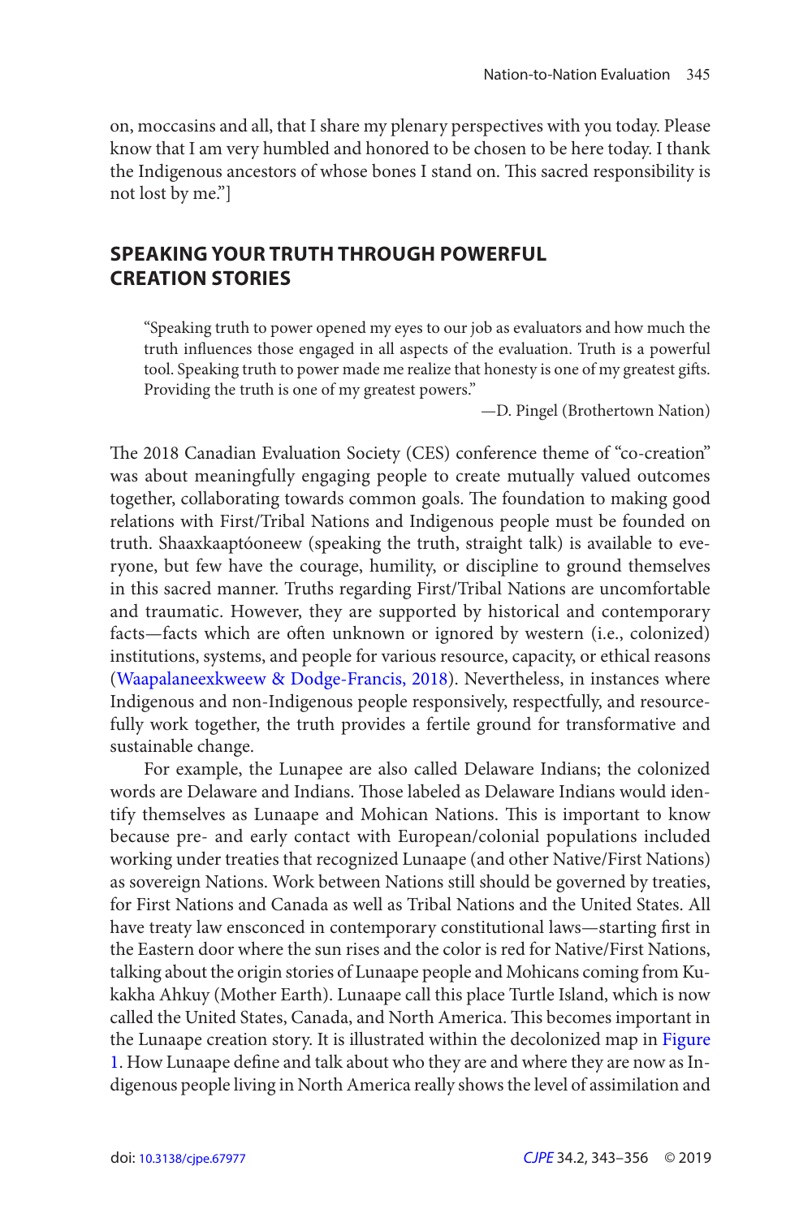on, moccasins and all, that I share my plenary perspectives with you today. Please know that I am very humbled and honored to be chosen to be here today. I thank the Indigenous ancestors of whose bones I stand on. This sacred responsibility is not lost by me."]

## SPEAKING YOUR TRUTH THROUGH POWERFUL CREATION STORIES

> "Speaking truth to power opened my eyes to our job as evaluators and how much the truth influences those engaged in all aspects of the evaluation. Truth is a powerful tool. Speaking truth to power made me realize that honesty is one of my greatest gifts. Providing the truth is one of my greatest powers."
>
> —D. Pingel (Brothertown Nation)

The 2018 Canadian Evaluation Society (CES) conference theme of "co-creation" was about meaningfully engaging people to create mutually valued outcomes together, collaborating towards common goals. The foundation to making good relations with First/Tribal Nations and Indigenous people must be founded on truth. Shaaxkaaptóoneew (speaking the truth, straight talk) is available to everyone, but few have the courage, humility, or discipline to ground themselves in this sacred manner. Truths regarding First/Tribal Nations are uncomfortable and traumatic. However, they are supported by historical and contemporary facts—facts which are often unknown or ignored by western (i.e., colonized) institutions, systems, and people for various resource, capacity, or ethical reasons (Waapalaneexkweew & Dodge-Francis, 2018). Nevertheless, in instances where Indigenous and non-Indigenous people responsively, respectfully, and resourcefully work together, the truth provides a fertile ground for transformative and sustainable change.

For example, the Lunapee are also called Delaware Indians; the colonized words are Delaware and Indians. Those labeled as Delaware Indians would identify themselves as Lunaape and Mohican Nations. This is important to know because pre- and early contact with European/colonial populations included working under treaties that recognized Lunaape (and other Native/First Nations) as sovereign Nations. Work between Nations still should be governed by treaties, for First Nations and Canada as well as Tribal Nations and the United States. All have treaty law ensconced in contemporary constitutional laws—starting first in the Eastern door where the sun rises and the color is red for Native/First Nations, talking about the origin stories of Lunaape people and Mohicans coming from Kukakha Ahkuy (Mother Earth). Lunaape call this place Turtle Island, which is now called the United States, Canada, and North America. This becomes important in the Lunaape creation story. It is illustrated within the decolonized map in Figure 1. How Lunaape define and talk about who they are and where they are now as Indigenous people living in North America really shows the level of assimilation and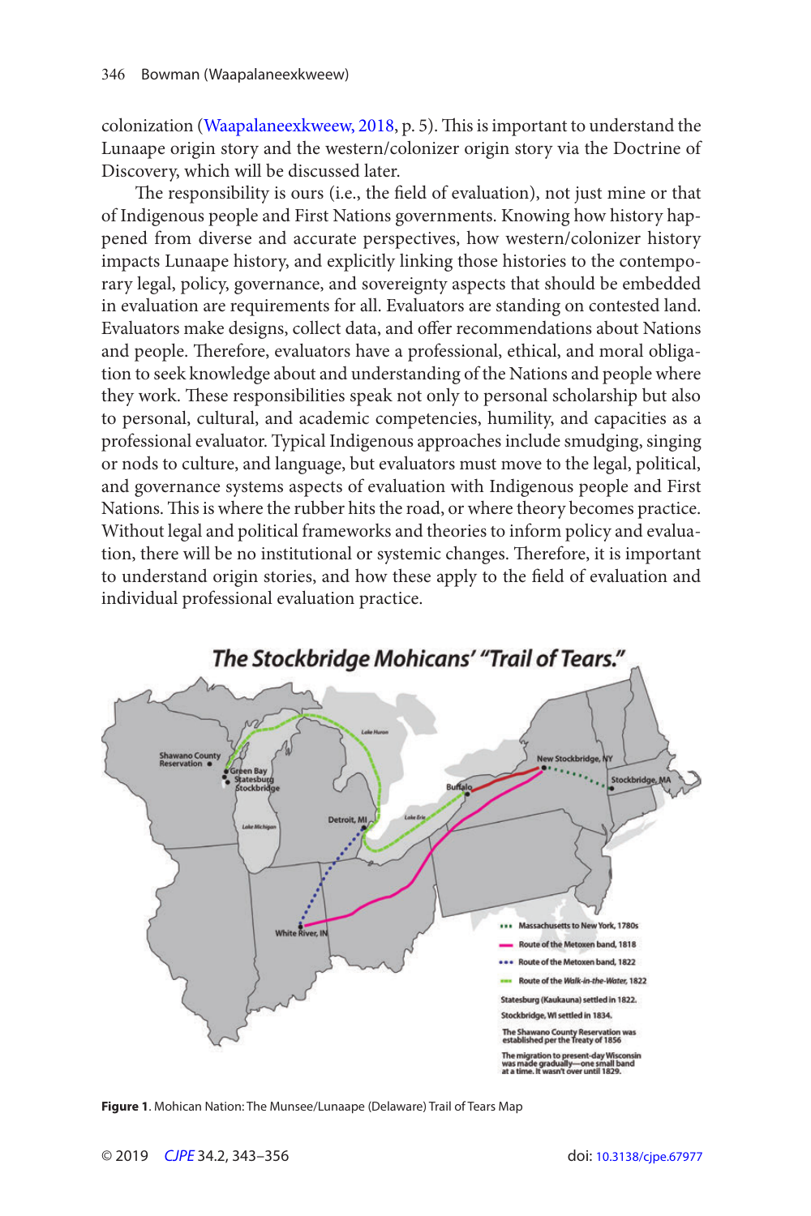colonization (Waapalaneexkweew, 2018, p. 5). This is important to understand the Lunaape origin story and the western/colonizer origin story via the Doctrine of Discovery, which will be discussed later.

The responsibility is ours (i.e., the field of evaluation), not just mine or that of Indigenous people and First Nations governments. Knowing how history happened from diverse and accurate perspectives, how western/colonizer history impacts Lunaape history, and explicitly linking those histories to the contemporary legal, policy, governance, and sovereignty aspects that should be embedded in evaluation are requirements for all. Evaluators are standing on contested land. Evaluators make designs, collect data, and offer recommendations about Nations and people. Therefore, evaluators have a professional, ethical, and moral obligation to seek knowledge about and understanding of the Nations and people where they work. These responsibilities speak not only to personal scholarship but also to personal, cultural, and academic competencies, humility, and capacities as a professional evaluator. Typical Indigenous approaches include smudging, singing or nods to culture, and language, but evaluators must move to the legal, political, and governance systems aspects of evaluation with Indigenous people and First Nations. This is where the rubber hits the road, or where theory becomes practice. Without legal and political frameworks and theories to inform policy and evaluation, there will be no institutional or systemic changes. Therefore, it is important to understand origin stories, and how these apply to the field of evaluation and individual professional evaluation practice.

**Figure 1**. Mohican Nation: The Munsee/Lunaape (Delaware) Trail of Tears Map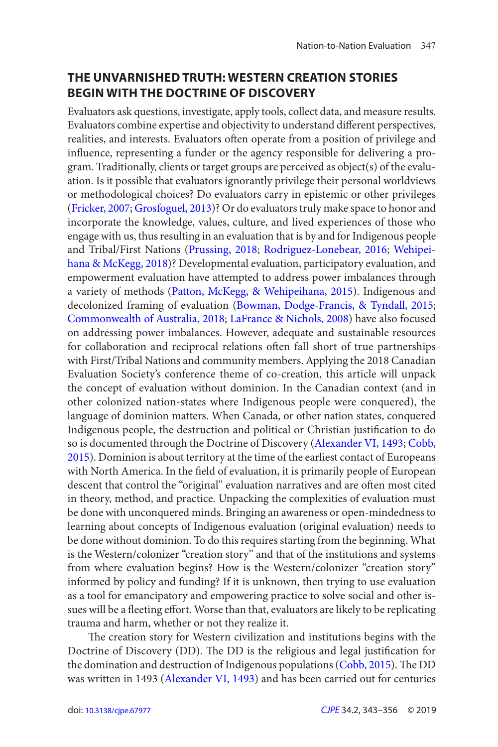## THE UNVARNISHED TRUTH: WESTERN CREATION STORIES BEGIN WITH THE DOCTRINE OF DISCOVERY

Evaluators ask questions, investigate, apply tools, collect data, and measure results. Evaluators combine expertise and objectivity to understand different perspectives, realities, and interests. Evaluators often operate from a position of privilege and influence, representing a funder or the agency responsible for delivering a program. Traditionally, clients or target groups are perceived as object(s) of the evaluation. Is it possible that evaluators ignorantly privilege their personal worldviews or methodological choices? Do evaluators carry in epistemic or other privileges (Fricker, 2007; Grosfoguel, 2013)? Or do evaluators truly make space to honor and incorporate the knowledge, values, culture, and lived experiences of those who engage with us, thus resulting in an evaluation that is by and for Indigenous people and Tribal/First Nations (Prussing, 2018; Rodriguez-Lonebear, 2016; Wehipeihana & McKegg, 2018)? Developmental evaluation, participatory evaluation, and empowerment evaluation have attempted to address power imbalances through a variety of methods (Patton, McKegg, & Wehipeihana, 2015). Indigenous and decolonized framing of evaluation (Bowman, Dodge-Francis, & Tyndall, 2015; Commonwealth of Australia, 2018; LaFrance & Nichols, 2008) have also focused on addressing power imbalances. However, adequate and sustainable resources for collaboration and reciprocal relations often fall short of true partnerships with First/Tribal Nations and community members. Applying the 2018 Canadian Evaluation Society's conference theme of co-creation, this article will unpack the concept of evaluation without dominion. In the Canadian context (and in other colonized nation-states where Indigenous people were conquered), the language of dominion matters. When Canada, or other nation states, conquered Indigenous people, the destruction and political or Christian justification to do so is documented through the Doctrine of Discovery (Alexander VI, 1493; Cobb, 2015). Dominion is about territory at the time of the earliest contact of Europeans with North America. In the field of evaluation, it is primarily people of European descent that control the "original" evaluation narratives and are often most cited in theory, method, and practice. Unpacking the complexities of evaluation must be done with unconquered minds. Bringing an awareness or open-mindedness to learning about concepts of Indigenous evaluation (original evaluation) needs to be done without dominion. To do this requires starting from the beginning. What is the Western/colonizer "creation story" and that of the institutions and systems from where evaluation begins? How is the Western/colonizer "creation story" informed by policy and funding? If it is unknown, then trying to use evaluation as a tool for emancipatory and empowering practice to solve social and other issues will be a fleeting effort. Worse than that, evaluators are likely to be replicating trauma and harm, whether or not they realize it.

The creation story for Western civilization and institutions begins with the Doctrine of Discovery (DD). The DD is the religious and legal justification for the domination and destruction of Indigenous populations (Cobb, 2015). The DD was written in 1493 (Alexander VI, 1493) and has been carried out for centuries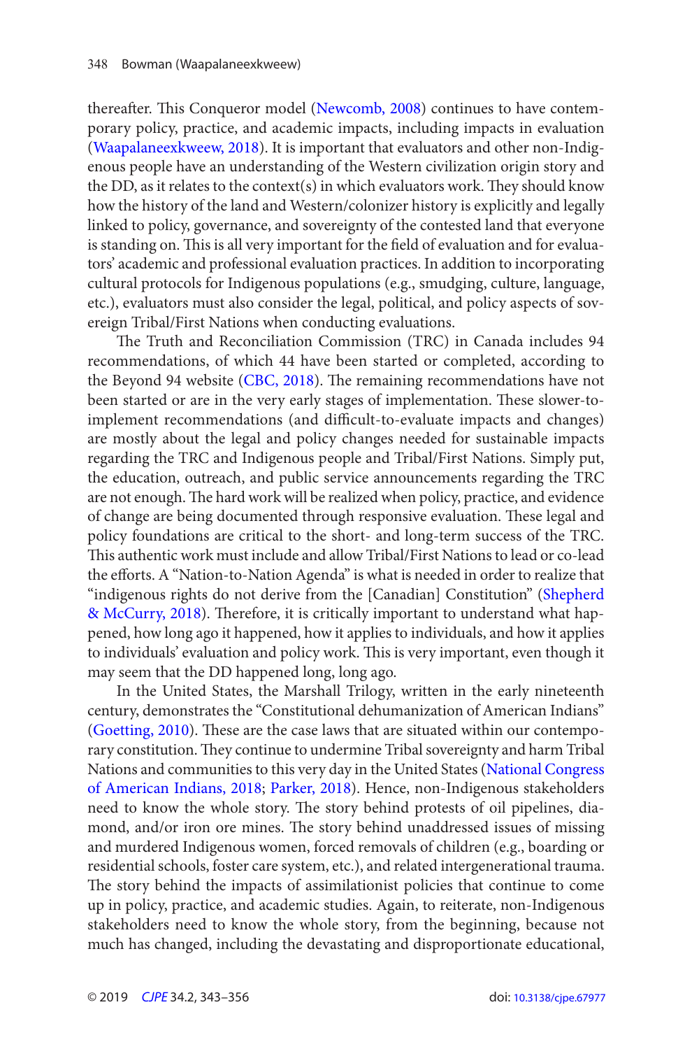thereafter. This Conqueror model (Newcomb, 2008) continues to have contemporary policy, practice, and academic impacts, including impacts in evaluation (Waapalaneexkweew, 2018). It is important that evaluators and other non-Indigenous people have an understanding of the Western civilization origin story and the DD, as it relates to the context(s) in which evaluators work. They should know how the history of the land and Western/colonizer history is explicitly and legally linked to policy, governance, and sovereignty of the contested land that everyone is standing on. This is all very important for the field of evaluation and for evaluators' academic and professional evaluation practices. In addition to incorporating cultural protocols for Indigenous populations (e.g., smudging, culture, language, etc.), evaluators must also consider the legal, political, and policy aspects of sovereign Tribal/First Nations when conducting evaluations.

The Truth and Reconciliation Commission (TRC) in Canada includes 94 recommendations, of which 44 have been started or completed, according to the Beyond 94 website (CBC, 2018). The remaining recommendations have not been started or are in the very early stages of implementation. These slower-to-implement recommendations (and difficult-to-evaluate impacts and changes) are mostly about the legal and policy changes needed for sustainable impacts regarding the TRC and Indigenous people and Tribal/First Nations. Simply put, the education, outreach, and public service announcements regarding the TRC are not enough. The hard work will be realized when policy, practice, and evidence of change are being documented through responsive evaluation. These legal and policy foundations are critical to the short- and long-term success of the TRC. This authentic work must include and allow Tribal/First Nations to lead or co-lead the efforts. A "Nation-to-Nation Agenda" is what is needed in order to realize that "indigenous rights do not derive from the [Canadian] Constitution" (Shepherd & McCurry, 2018). Therefore, it is critically important to understand what happened, how long ago it happened, how it applies to individuals, and how it applies to individuals' evaluation and policy work. This is very important, even though it may seem that the DD happened long, long ago.

In the United States, the Marshall Trilogy, written in the early nineteenth century, demonstrates the "Constitutional dehumanization of American Indians" (Goetting, 2010). These are the case laws that are situated within our contemporary constitution. They continue to undermine Tribal sovereignty and harm Tribal Nations and communities to this very day in the United States (National Congress of American Indians, 2018; Parker, 2018). Hence, non-Indigenous stakeholders need to know the whole story. The story behind protests of oil pipelines, diamond, and/or iron ore mines. The story behind unaddressed issues of missing and murdered Indigenous women, forced removals of children (e.g., boarding or residential schools, foster care system, etc.), and related intergenerational trauma. The story behind the impacts of assimilationist policies that continue to come up in policy, practice, and academic studies. Again, to reiterate, non-Indigenous stakeholders need to know the whole story, from the beginning, because not much has changed, including the devastating and disproportionate educational,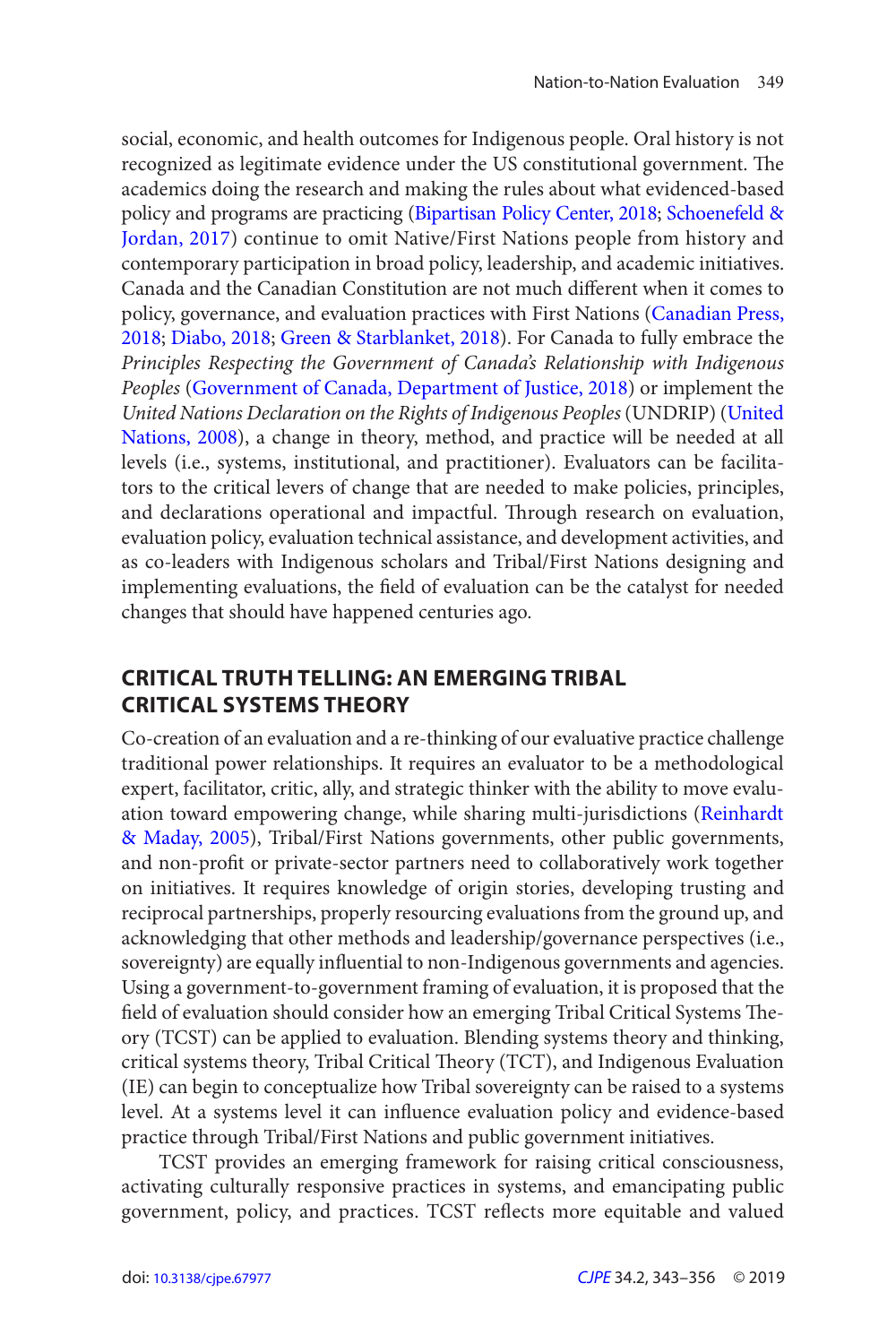social, economic, and health outcomes for Indigenous people. Oral history is not recognized as legitimate evidence under the US constitutional government. The academics doing the research and making the rules about what evidenced-based policy and programs are practicing (Bipartisan Policy Center, 2018; Schoenefeld & Jordan, 2017) continue to omit Native/First Nations people from history and contemporary participation in broad policy, leadership, and academic initiatives. Canada and the Canadian Constitution are not much different when it comes to policy, governance, and evaluation practices with First Nations (Canadian Press, 2018; Diabo, 2018; Green & Starblanket, 2018). For Canada to fully embrace the *Principles Respecting the Government of Canada's Relationship with Indigenous Peoples* (Government of Canada, Department of Justice, 2018) or implement the *United Nations Declaration on the Rights of Indigenous Peoples* (UNDRIP) (United Nations, 2008), a change in theory, method, and practice will be needed at all levels (i.e., systems, institutional, and practitioner). Evaluators can be facilitators to the critical levers of change that are needed to make policies, principles, and declarations operational and impactful. Through research on evaluation, evaluation policy, evaluation technical assistance, and development activities, and as co-leaders with Indigenous scholars and Tribal/First Nations designing and implementing evaluations, the field of evaluation can be the catalyst for needed changes that should have happened centuries ago.

## CRITICAL TRUTH TELLING: AN EMERGING TRIBAL CRITICAL SYSTEMS THEORY

Co-creation of an evaluation and a re-thinking of our evaluative practice challenge traditional power relationships. It requires an evaluator to be a methodological expert, facilitator, critic, ally, and strategic thinker with the ability to move evaluation toward empowering change, while sharing multi-jurisdictions (Reinhardt & Maday, 2005), Tribal/First Nations governments, other public governments, and non-profit or private-sector partners need to collaboratively work together on initiatives. It requires knowledge of origin stories, developing trusting and reciprocal partnerships, properly resourcing evaluations from the ground up, and acknowledging that other methods and leadership/governance perspectives (i.e., sovereignty) are equally influential to non-Indigenous governments and agencies. Using a government-to-government framing of evaluation, it is proposed that the field of evaluation should consider how an emerging Tribal Critical Systems Theory (TCST) can be applied to evaluation. Blending systems theory and thinking, critical systems theory, Tribal Critical Theory (TCT), and Indigenous Evaluation (IE) can begin to conceptualize how Tribal sovereignty can be raised to a systems level. At a systems level it can influence evaluation policy and evidence-based practice through Tribal/First Nations and public government initiatives.

TCST provides an emerging framework for raising critical consciousness, activating culturally responsive practices in systems, and emancipating public government, policy, and practices. TCST reflects more equitable and valued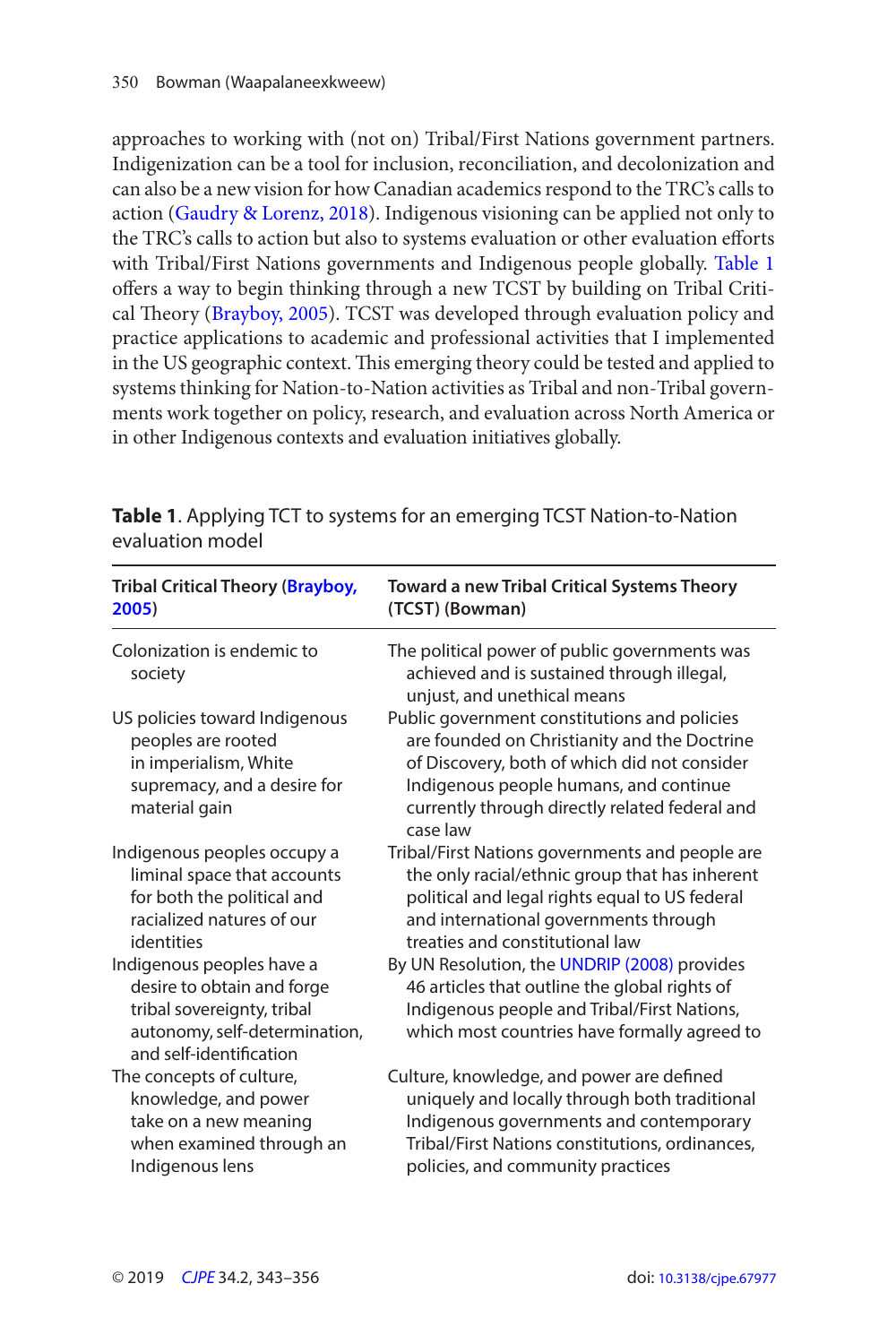approaches to working with (not on) Tribal/First Nations government partners. Indigenization can be a tool for inclusion, reconciliation, and decolonization and can also be a new vision for how Canadian academics respond to the TRC's calls to action (Gaudry & Lorenz, 2018). Indigenous visioning can be applied not only to the TRC's calls to action but also to systems evaluation or other evaluation efforts with Tribal/First Nations governments and Indigenous people globally. Table 1 offers a way to begin thinking through a new TCST by building on Tribal Critical Theory (Brayboy, 2005). TCST was developed through evaluation policy and practice applications to academic and professional activities that I implemented in the US geographic context. This emerging theory could be tested and applied to systems thinking for Nation-to-Nation activities as Tribal and non-Tribal governments work together on policy, research, and evaluation across North America or in other Indigenous contexts and evaluation initiatives globally.

**Table 1**. Applying TCT to systems for an emerging TCST Nation-to-Nation evaluation model

| **Tribal Critical Theory (Brayboy, 2005)** | **Toward a new Tribal Critical Systems Theory (TCST) (Bowman)** |
|---|---|
| Colonization is endemic to society | The political power of public governments was achieved and is sustained through illegal, unjust, and unethical means |
| US policies toward Indigenous peoples are rooted in imperialism, White supremacy, and a desire for material gain | Public government constitutions and policies are founded on Christianity and the Doctrine of Discovery, both of which did not consider Indigenous people humans, and continue currently through directly related federal and case law |
| Indigenous peoples occupy a liminal space that accounts for both the political and racialized natures of our identities | Tribal/First Nations governments and people are the only racial/ethnic group that has inherent political and legal rights equal to US federal and international governments through treaties and constitutional law |
| Indigenous peoples have a desire to obtain and forge tribal sovereignty, tribal autonomy, self-determination, and self-identification | By UN Resolution, the UNDRIP (2008) provides 46 articles that outline the global rights of Indigenous people and Tribal/First Nations, which most countries have formally agreed to |
| The concepts of culture, knowledge, and power take on a new meaning when examined through an Indigenous lens | Culture, knowledge, and power are defined uniquely and locally through both traditional Indigenous governments and contemporary Tribal/First Nations constitutions, ordinances, policies, and community practices |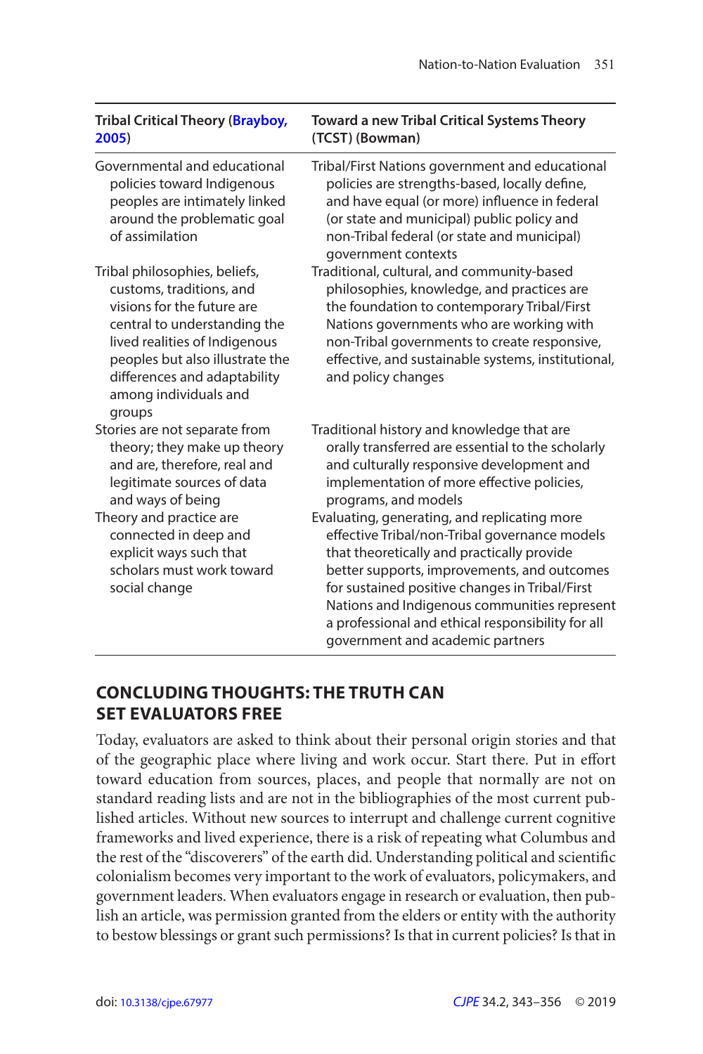| Tribal Critical Theory (Brayboy, 2005) | Toward a new Tribal Critical Systems Theory (TCST) (Bowman) |
|---|---|
| Governmental and educational policies toward Indigenous peoples are intimately linked around the problematic goal of assimilation | Tribal/First Nations government and educational policies are strengths-based, locally define, and have equal (or more) influence in federal (or state and municipal) public policy and non-Tribal federal (or state and municipal) government contexts |
| Tribal philosophies, beliefs, customs, traditions, and visions for the future are central to understanding the lived realities of Indigenous peoples but also illustrate the differences and adaptability among individuals and groups | Traditional, cultural, and community-based philosophies, knowledge, and practices are the foundation to contemporary Tribal/First Nations governments who are working with non-Tribal governments to create responsive, effective, and sustainable systems, institutional, and policy changes |
| Stories are not separate from theory; they make up theory and are, therefore, real and legitimate sources of data and ways of being | Traditional history and knowledge that are orally transferred are essential to the scholarly and culturally responsive development and implementation of more effective policies, programs, and models |
| Theory and practice are connected in deep and explicit ways such that scholars must work toward social change | Evaluating, generating, and replicating more effective Tribal/non-Tribal governance models that theoretically and practically provide better supports, improvements, and outcomes for sustained positive changes in Tribal/First Nations and Indigenous communities represent a professional and ethical responsibility for all government and academic partners |

## CONCLUDING THOUGHTS: THE TRUTH CAN SET EVALUATORS FREE

Today, evaluators are asked to think about their personal origin stories and that of the geographic place where living and work occur. Start there. Put in effort toward education from sources, places, and people that normally are not on standard reading lists and are not in the bibliographies of the most current published articles. Without new sources to interrupt and challenge current cognitive frameworks and lived experience, there is a risk of repeating what Columbus and the rest of the "discoverers" of the earth did. Understanding political and scientific colonialism becomes very important to the work of evaluators, policymakers, and government leaders. When evaluators engage in research or evaluation, then publish an article, was permission granted from the elders or entity with the authority to bestow blessings or grant such permissions? Is that in current policies? Is that in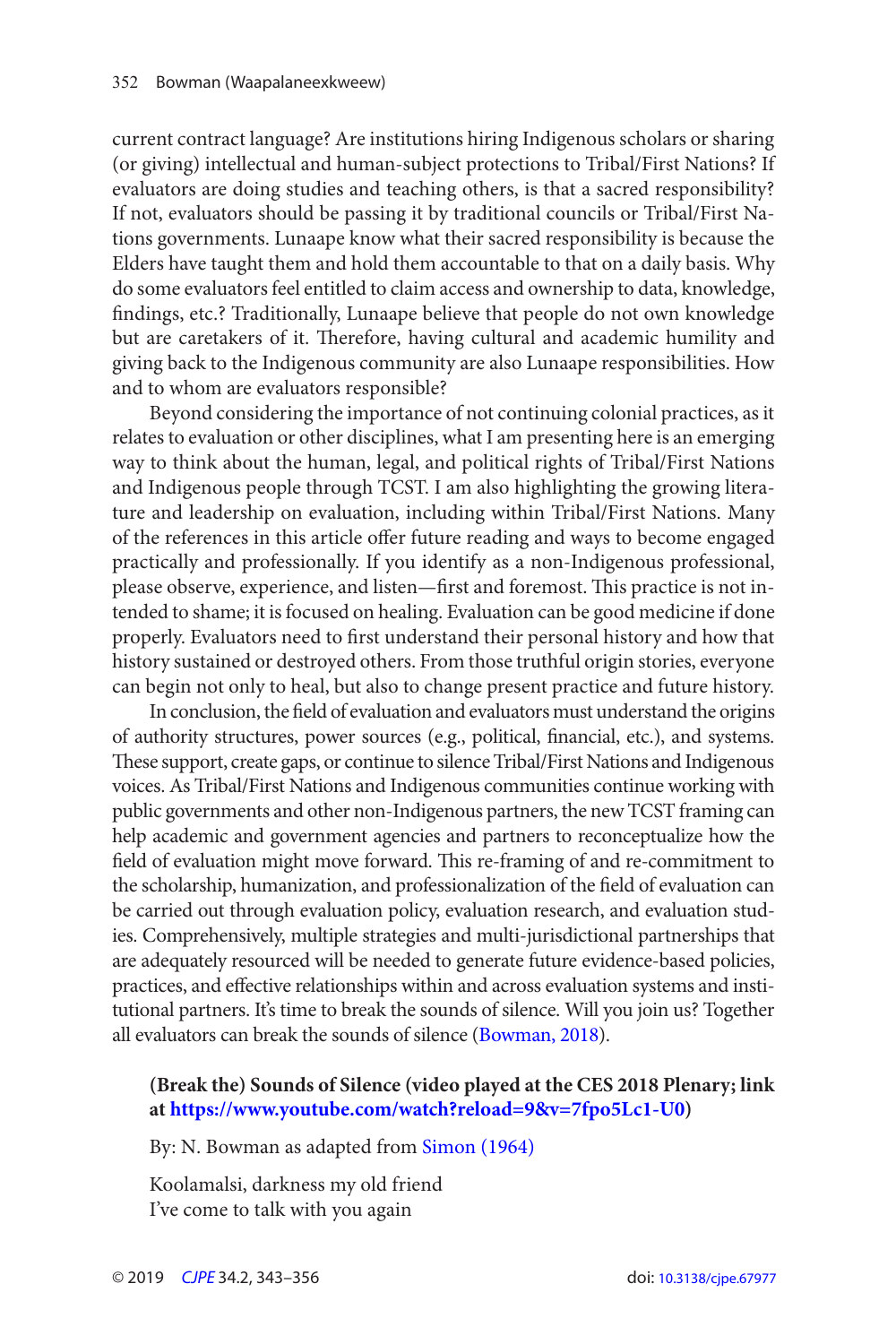current contract language? Are institutions hiring Indigenous scholars or sharing (or giving) intellectual and human-subject protections to Tribal/First Nations? If evaluators are doing studies and teaching others, is that a sacred responsibility? If not, evaluators should be passing it by traditional councils or Tribal/First Nations governments. Lunaape know what their sacred responsibility is because the Elders have taught them and hold them accountable to that on a daily basis. Why do some evaluators feel entitled to claim access and ownership to data, knowledge, findings, etc.? Traditionally, Lunaape believe that people do not own knowledge but are caretakers of it. Therefore, having cultural and academic humility and giving back to the Indigenous community are also Lunaape responsibilities. How and to whom are evaluators responsible?

Beyond considering the importance of not continuing colonial practices, as it relates to evaluation or other disciplines, what I am presenting here is an emerging way to think about the human, legal, and political rights of Tribal/First Nations and Indigenous people through TCST. I am also highlighting the growing literature and leadership on evaluation, including within Tribal/First Nations. Many of the references in this article offer future reading and ways to become engaged practically and professionally. If you identify as a non-Indigenous professional, please observe, experience, and listen—first and foremost. This practice is not intended to shame; it is focused on healing. Evaluation can be good medicine if done properly. Evaluators need to first understand their personal history and how that history sustained or destroyed others. From those truthful origin stories, everyone can begin not only to heal, but also to change present practice and future history.

In conclusion, the field of evaluation and evaluators must understand the origins of authority structures, power sources (e.g., political, financial, etc.), and systems. These support, create gaps, or continue to silence Tribal/First Nations and Indigenous voices. As Tribal/First Nations and Indigenous communities continue working with public governments and other non-Indigenous partners, the new TCST framing can help academic and government agencies and partners to reconceptualize how the field of evaluation might move forward. This re-framing of and re-commitment to the scholarship, humanization, and professionalization of the field of evaluation can be carried out through evaluation policy, evaluation research, and evaluation studies. Comprehensively, multiple strategies and multi-jurisdictional partnerships that are adequately resourced will be needed to generate future evidence-based policies, practices, and effective relationships within and across evaluation systems and institutional partners. It's time to break the sounds of silence. Will you join us? Together all evaluators can break the sounds of silence (Bowman, 2018).

**(Break the) Sounds of Silence (video played at the CES 2018 Plenary; link at https://www.youtube.com/watch?reload=9&v=7fpo5Lc1-U0)**

By: N. Bowman as adapted from Simon (1964)

Koolamalsi, darkness my old friend
I've come to talk with you again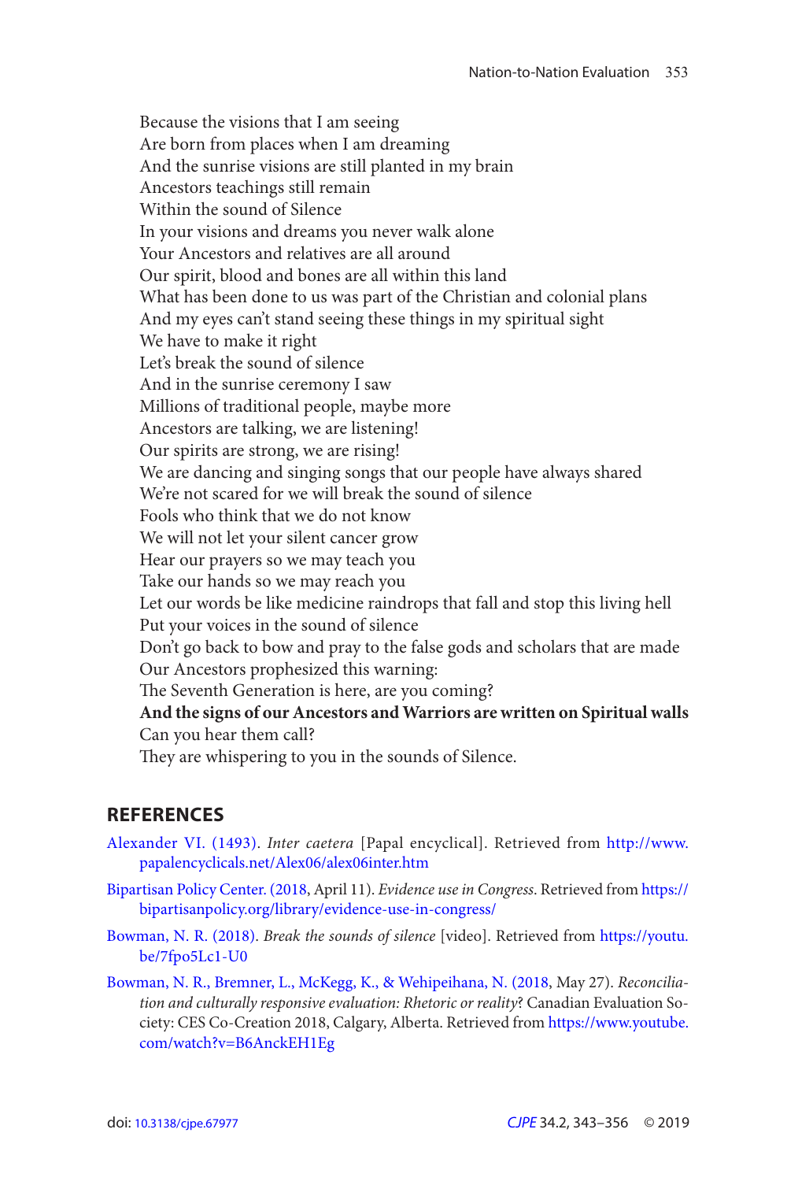Because the visions that I am seeing
Are born from places when I am dreaming
And the sunrise visions are still planted in my brain
Ancestors teachings still remain
Within the sound of Silence
In your visions and dreams you never walk alone
Your Ancestors and relatives are all around
Our spirit, blood and bones are all within this land
What has been done to us was part of the Christian and colonial plans
And my eyes can't stand seeing these things in my spiritual sight
We have to make it right
Let's break the sound of silence
And in the sunrise ceremony I saw
Millions of traditional people, maybe more
Ancestors are talking, we are listening!
Our spirits are strong, we are rising!
We are dancing and singing songs that our people have always shared
We're not scared for we will break the sound of silence
Fools who think that we do not know
We will not let your silent cancer grow
Hear our prayers so we may teach you
Take our hands so we may reach you
Let our words be like medicine raindrops that fall and stop this living hell
Put your voices in the sound of silence
Don't go back to bow and pray to the false gods and scholars that are made
Our Ancestors prophesized this warning:
The Seventh Generation is here, are you coming?
**And the signs of our Ancestors and Warriors are written on Spiritual walls**
Can you hear them call?
They are whispering to you in the sounds of Silence.

## REFERENCES

Alexander VI. (1493). *Inter caetera* [Papal encyclical]. Retrieved from http://www.papalencyclicals.net/Alex06/alex06inter.htm

Bipartisan Policy Center. (2018, April 11). *Evidence use in Congress*. Retrieved from https://bipartisanpolicy.org/library/evidence-use-in-congress/

Bowman, N. R. (2018). *Break the sounds of silence* [video]. Retrieved from https://youtu.be/7fpo5Lc1-U0

Bowman, N. R., Bremner, L., McKegg, K., & Wehipeihana, N. (2018, May 27). *Reconciliation and culturally responsive evaluation: Rhetoric or reality*? Canadian Evaluation Society: CES Co-Creation 2018, Calgary, Alberta. Retrieved from https://www.youtube.com/watch?v=B6AnckEH1Eg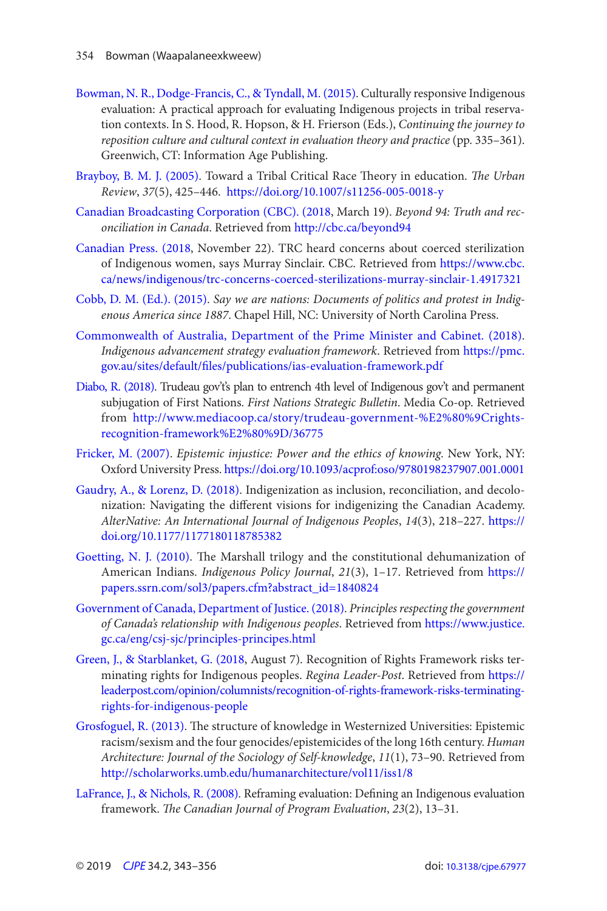Bowman, N. R., Dodge-Francis, C., & Tyndall, M. (2015). Culturally responsive Indigenous evaluation: A practical approach for evaluating Indigenous projects in tribal reservation contexts. In S. Hood, R. Hopson, & H. Frierson (Eds.), *Continuing the journey to reposition culture and cultural context in evaluation theory and practice* (pp. 335–361). Greenwich, CT: Information Age Publishing.

Brayboy, B. M. J. (2005). Toward a Tribal Critical Race Theory in education. *The Urban Review*, *37*(5), 425–446. https://doi.org/10.1007/s11256-005-0018-y

Canadian Broadcasting Corporation (CBC). (2018, March 19). *Beyond 94: Truth and reconciliation in Canada*. Retrieved from http://cbc.ca/beyond94

Canadian Press. (2018, November 22). TRC heard concerns about coerced sterilization of Indigenous women, says Murray Sinclair. CBC. Retrieved from https://www.cbc.ca/news/indigenous/trc-concerns-coerced-sterilizations-murray-sinclair-1.4917321

Cobb, D. M. (Ed.). (2015). *Say we are nations: Documents of politics and protest in Indigenous America since 1887*. Chapel Hill, NC: University of North Carolina Press.

Commonwealth of Australia, Department of the Prime Minister and Cabinet. (2018). *Indigenous advancement strategy evaluation framework*. Retrieved from https://pmc.gov.au/sites/default/files/publications/ias-evaluation-framework.pdf

Diabo, R. (2018). Trudeau gov't's plan to entrench 4th level of Indigenous gov't and permanent subjugation of First Nations. *First Nations Strategic Bulletin*. Media Co-op. Retrieved from http://www.mediacoop.ca/story/trudeau-government-%E2%80%9Crights-recognition-framework%E2%80%9D/36775

Fricker, M. (2007). *Epistemic injustice: Power and the ethics of knowing*. New York, NY: Oxford University Press. https://doi.org/10.1093/acprof:oso/9780198237907.001.0001

Gaudry, A., & Lorenz, D. (2018). Indigenization as inclusion, reconciliation, and decolonization: Navigating the different visions for indigenizing the Canadian Academy. *AlterNative: An International Journal of Indigenous Peoples*, *14*(3), 218–227. https://doi.org/10.1177/1177180118785382

Goetting, N. J. (2010). The Marshall trilogy and the constitutional dehumanization of American Indians. *Indigenous Policy Journal*, *21*(3), 1–17. Retrieved from https://papers.ssrn.com/sol3/papers.cfm?abstract_id=1840824

Government of Canada, Department of Justice. (2018). *Principles respecting the government of Canada's relationship with Indigenous peoples*. Retrieved from https://www.justice.gc.ca/eng/csj-sjc/principles-principes.html

Green, J., & Starblanket, G. (2018, August 7). Recognition of Rights Framework risks terminating rights for Indigenous peoples. *Regina Leader-Post*. Retrieved from https://leaderpost.com/opinion/columnists/recognition-of-rights-framework-risks-terminating-rights-for-indigenous-people

Grosfoguel, R. (2013). The structure of knowledge in Westernized Universities: Epistemic racism/sexism and the four genocides/epistemicides of the long 16th century. *Human Architecture: Journal of the Sociology of Self-knowledge*, *11*(1), 73–90. Retrieved from http://scholarworks.umb.edu/humanarchitecture/vol11/iss1/8

LaFrance, J., & Nichols, R. (2008). Reframing evaluation: Defining an Indigenous evaluation framework. *The Canadian Journal of Program Evaluation*, *23*(2), 13–31.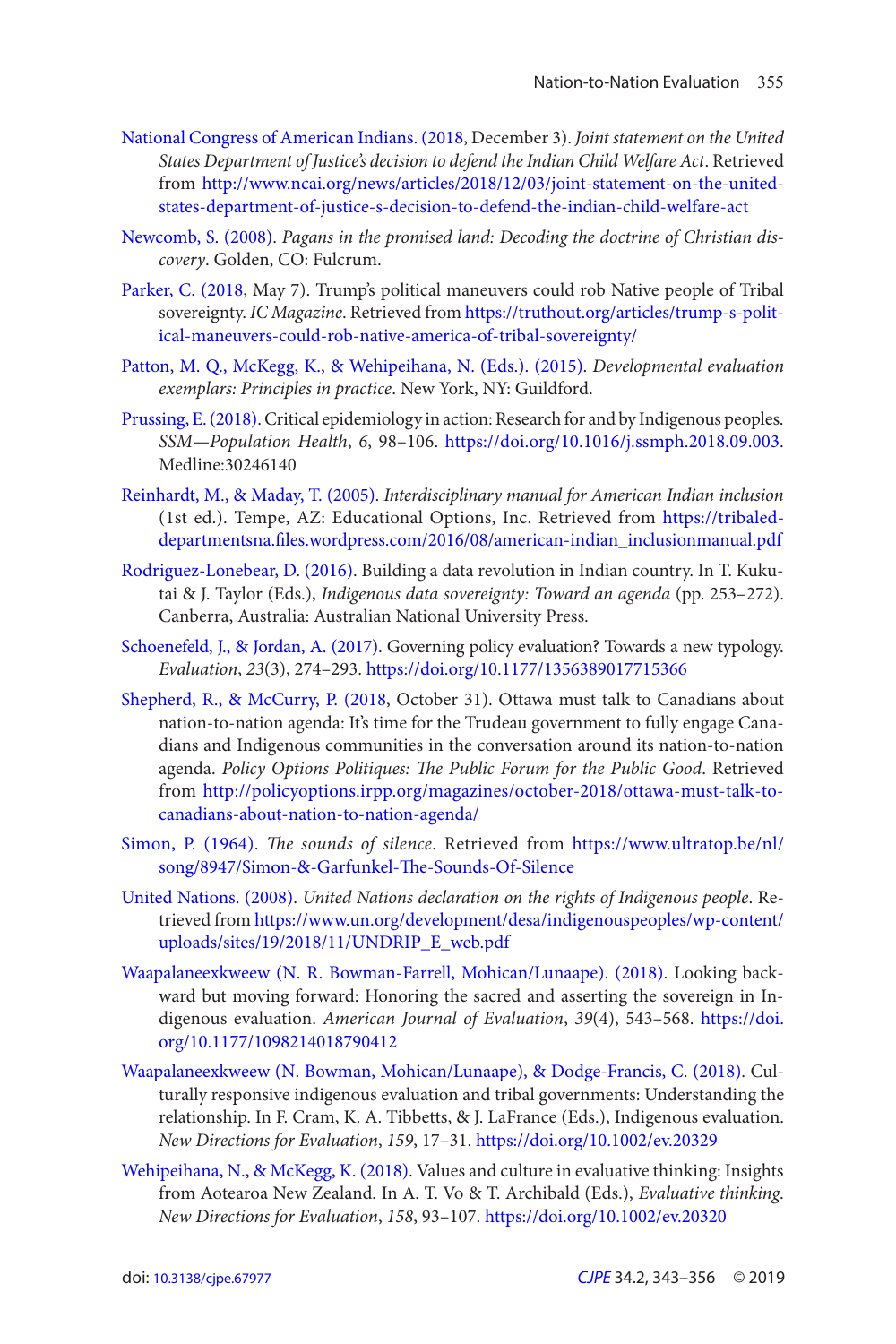National Congress of American Indians. (2018, December 3). *Joint statement on the United States Department of Justice's decision to defend the Indian Child Welfare Act*. Retrieved from http://www.ncai.org/news/articles/2018/12/03/joint-statement-on-the-united-states-department-of-justice-s-decision-to-defend-the-indian-child-welfare-act

Newcomb, S. (2008). *Pagans in the promised land: Decoding the doctrine of Christian discovery*. Golden, CO: Fulcrum.

Parker, C. (2018, May 7). Trump's political maneuvers could rob Native people of Tribal sovereignty. *IC Magazine*. Retrieved from https://truthout.org/articles/trump-s-political-maneuvers-could-rob-native-america-of-tribal-sovereignty/

Patton, M. Q., McKegg, K., & Wehipeihana, N. (Eds.). (2015). *Developmental evaluation exemplars: Principles in practice*. New York, NY: Guildford.

Prussing, E. (2018). Critical epidemiology in action: Research for and by Indigenous peoples. *SSM—Population Health*, *6*, 98–106. https://doi.org/10.1016/j.ssmph.2018.09.003. Medline:30246140

Reinhardt, M., & Maday, T. (2005). *Interdisciplinary manual for American Indian inclusion* (1st ed.). Tempe, AZ: Educational Options, Inc. Retrieved from https://tribaled-departmentsna.files.wordpress.com/2016/08/american-indian_inclusionmanual.pdf

Rodriguez-Lonebear, D. (2016). Building a data revolution in Indian country. In T. Kukutai & J. Taylor (Eds.), *Indigenous data sovereignty: Toward an agenda* (pp. 253–272). Canberra, Australia: Australian National University Press.

Schoenefeld, J., & Jordan, A. (2017). Governing policy evaluation? Towards a new typology. *Evaluation*, *23*(3), 274–293. https://doi.org/10.1177/1356389017715366

Shepherd, R., & McCurry, P. (2018, October 31). Ottawa must talk to Canadians about nation-to-nation agenda: It's time for the Trudeau government to fully engage Canadians and Indigenous communities in the conversation around its nation-to-nation agenda. *Policy Options Politiques: The Public Forum for the Public Good*. Retrieved from http://policyoptions.irpp.org/magazines/october-2018/ottawa-must-talk-to-canadians-about-nation-to-nation-agenda/

Simon, P. (1964). *The sounds of silence*. Retrieved from https://www.ultratop.be/nl/song/8947/Simon-&-Garfunkel-The-Sounds-Of-Silence

United Nations. (2008). *United Nations declaration on the rights of Indigenous people*. Retrieved from https://www.un.org/development/desa/indigenouspeoples/wp-content/uploads/sites/19/2018/11/UNDRIP_E_web.pdf

Waapalaneexkweew (N. R. Bowman-Farrell, Mohican/Lunaape). (2018). Looking backward but moving forward: Honoring the sacred and asserting the sovereign in Indigenous evaluation. *American Journal of Evaluation*, *39*(4), 543–568. https://doi.org/10.1177/1098214018790412

Waapalaneexkweew (N. Bowman, Mohican/Lunaape), & Dodge-Francis, C. (2018). Culturally responsive indigenous evaluation and tribal governments: Understanding the relationship. In F. Cram, K. A. Tibbetts, & J. LaFrance (Eds.), Indigenous evaluation. *New Directions for Evaluation*, *159*, 17–31. https://doi.org/10.1002/ev.20329

Wehipeihana, N., & McKegg, K. (2018). Values and culture in evaluative thinking: Insights from Aotearoa New Zealand. In A. T. Vo & T. Archibald (Eds.), *Evaluative thinking. New Directions for Evaluation*, *158*, 93–107. https://doi.org/10.1002/ev.20320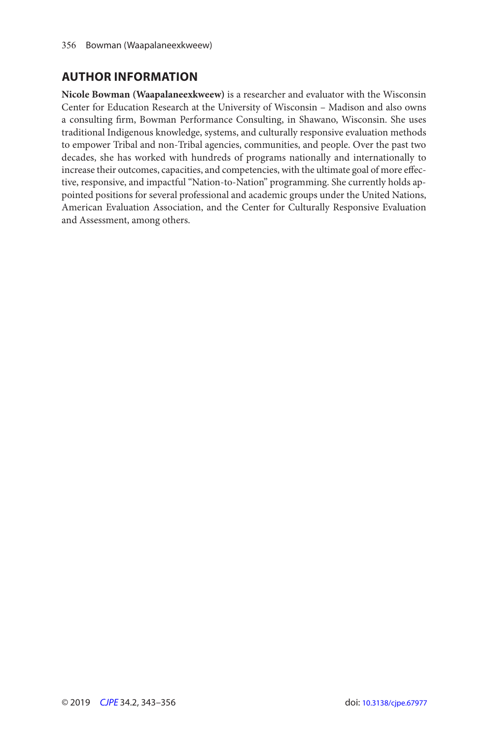## AUTHOR INFORMATION

**Nicole Bowman (Waapalaneexkweew)** is a researcher and evaluator with the Wisconsin Center for Education Research at the University of Wisconsin – Madison and also owns a consulting firm, Bowman Performance Consulting, in Shawano, Wisconsin. She uses traditional Indigenous knowledge, systems, and culturally responsive evaluation methods to empower Tribal and non-Tribal agencies, communities, and people. Over the past two decades, she has worked with hundreds of programs nationally and internationally to increase their outcomes, capacities, and competencies, with the ultimate goal of more effective, responsive, and impactful "Nation-to-Nation" programming. She currently holds appointed positions for several professional and academic groups under the United Nations, American Evaluation Association, and the Center for Culturally Responsive Evaluation and Assessment, among others.